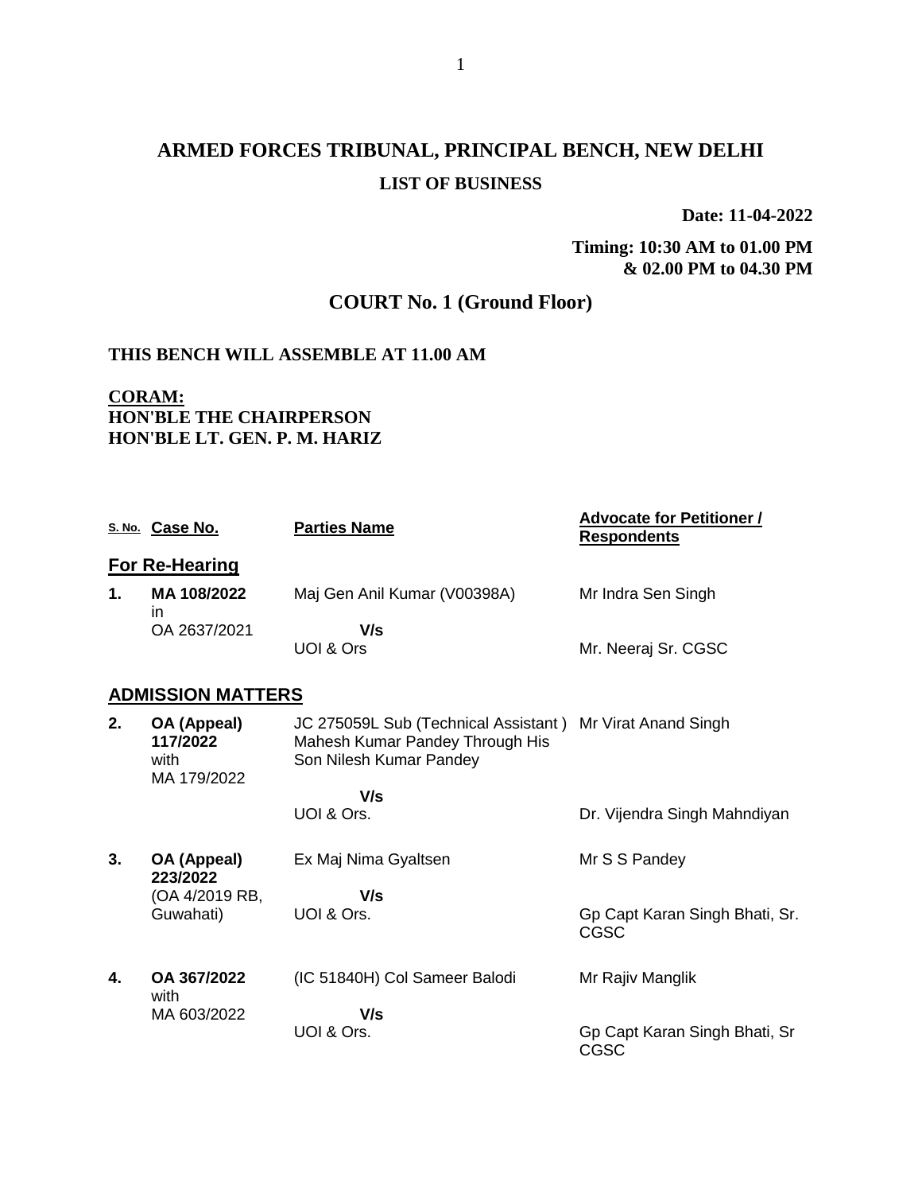# ARMED FORCES TRIBUNAL, PRINCIPAL BENCH, NEW DELHI

## LIST OF BUSINESS

**Date: 11-04-2022**

**Timing: 10:30 AM to 01.00 PM & 02.00 PM to 04.30 PM**

## COURT No. 1 (Ground Floor)

**THIS BENCH WILL ASSEMBLE AT 11.00 AM**

**CORAM:**
**HON'BLE THE CHAIRPERSON**
**HON'BLE LT. GEN. P. M. HARIZ**

| S. No. | Case No. | Parties Name | Advocate for Petitioner / Respondents |
|---|---|---|---|
| **For Re-Hearing** | | | |
| **1.** | **MA 108/2022** in OA 2637/2021 | Maj Gen Anil Kumar (V00398A) **V/s** UOI & Ors | Mr Indra Sen Singh<br>Mr. Neeraj Sr. CGSC |
| **ADMISSION MATTERS** | | | |
| **2.** | **OA (Appeal) 117/2022** with MA 179/2022 | JC 275059L Sub (Technical Assistant ) Mahesh Kumar Pandey Through His Son Nilesh Kumar Pandey **V/s** UOI & Ors. | Mr Virat Anand Singh<br>Dr. Vijendra Singh Mahndiyan |
| **3.** | **OA (Appeal) 223/2022** (OA 4/2019 RB, Guwahati) | Ex Maj Nima Gyaltsen **V/s** UOI & Ors. | Mr S S Pandey<br>Gp Capt Karan Singh Bhati, Sr. CGSC |
| **4.** | **OA 367/2022** with MA 603/2022 | (IC 51840H) Col Sameer Balodi **V/s** UOI & Ors. | Mr Rajiv Manglik<br>Gp Capt Karan Singh Bhati, Sr CGSC |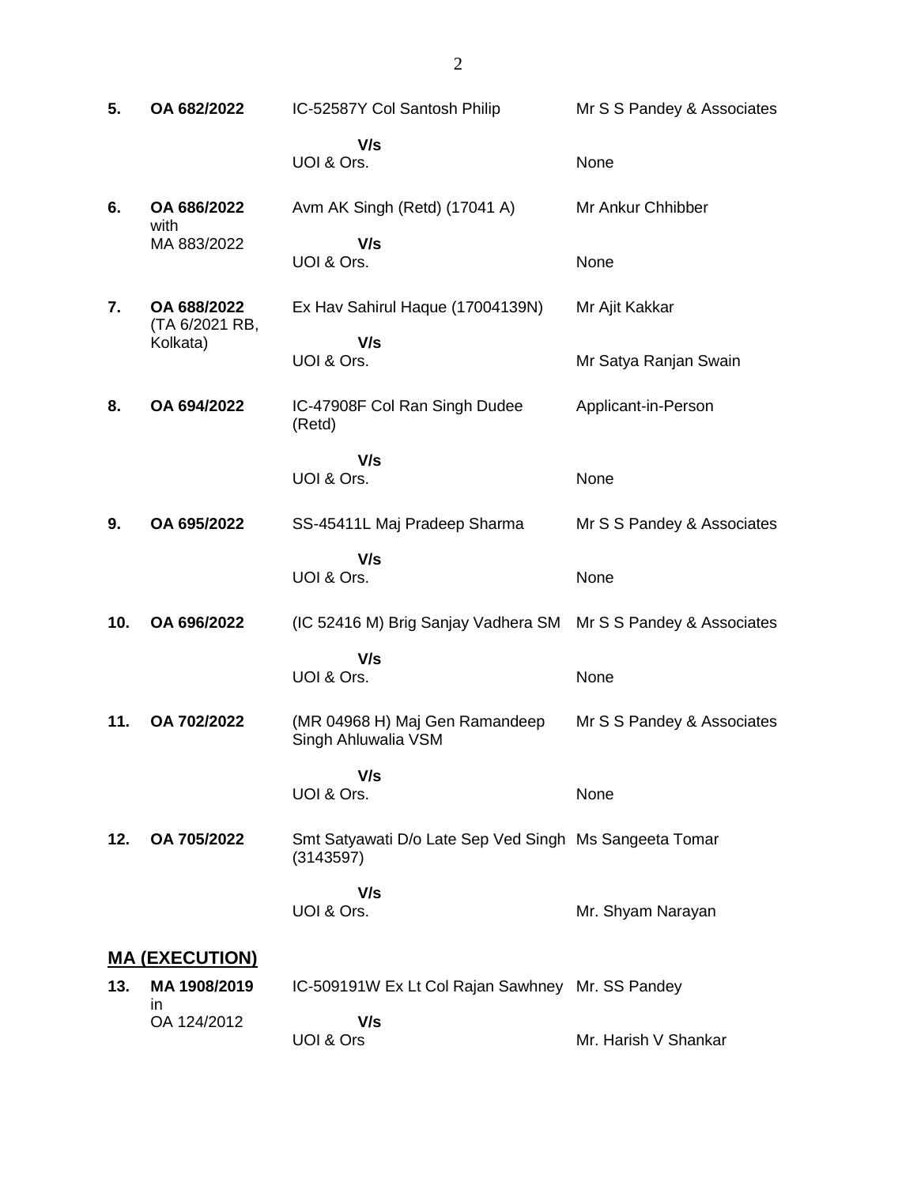| | | | |
|---|---|---|---|
| **5.** | **OA 682/2022** | IC-52587Y Col Santosh Philip | Mr S S Pandey & Associates |
| | | **V/s** | |
| | | UOI & Ors. | None |
| **6.** | **OA 686/2022** with MA 883/2022 | Avm AK Singh (Retd) (17041 A) | Mr Ankur Chhibber |
| | | **V/s** | |
| | | UOI & Ors. | None |
| **7.** | **OA 688/2022** (TA 6/2021 RB, Kolkata) | Ex Hav Sahirul Haque (17004139N) | Mr Ajit Kakkar |
| | | **V/s** | |
| | | UOI & Ors. | Mr Satya Ranjan Swain |
| **8.** | **OA 694/2022** | IC-47908F Col Ran Singh Dudee (Retd) | Applicant-in-Person |
| | | **V/s** | |
| | | UOI & Ors. | None |
| **9.** | **OA 695/2022** | SS-45411L Maj Pradeep Sharma | Mr S S Pandey & Associates |
| | | **V/s** | |
| | | UOI & Ors. | None |
| **10.** | **OA 696/2022** | (IC 52416 M) Brig Sanjay Vadhera SM | Mr S S Pandey & Associates |
| | | **V/s** | |
| | | UOI & Ors. | None |
| **11.** | **OA 702/2022** | (MR 04968 H) Maj Gen Ramandeep Singh Ahluwalia VSM | Mr S S Pandey & Associates |
| | | **V/s** | |
| | | UOI & Ors. | None |
| **12.** | **OA 705/2022** | Smt Satyawati D/o Late Sep Ved Singh (3143597) | Ms Sangeeta Tomar |
| | | **V/s** | |
| | | UOI & Ors. | Mr. Shyam Narayan |

## **MA (EXECUTION)**

| | | | |
|---|---|---|---|
| **13.** | **MA 1908/2019** in OA 124/2012 | IC-509191W Ex Lt Col Rajan Sawhney | Mr. SS Pandey |
| | | **V/s** | |
| | | UOI & Ors | Mr. Harish V Shankar |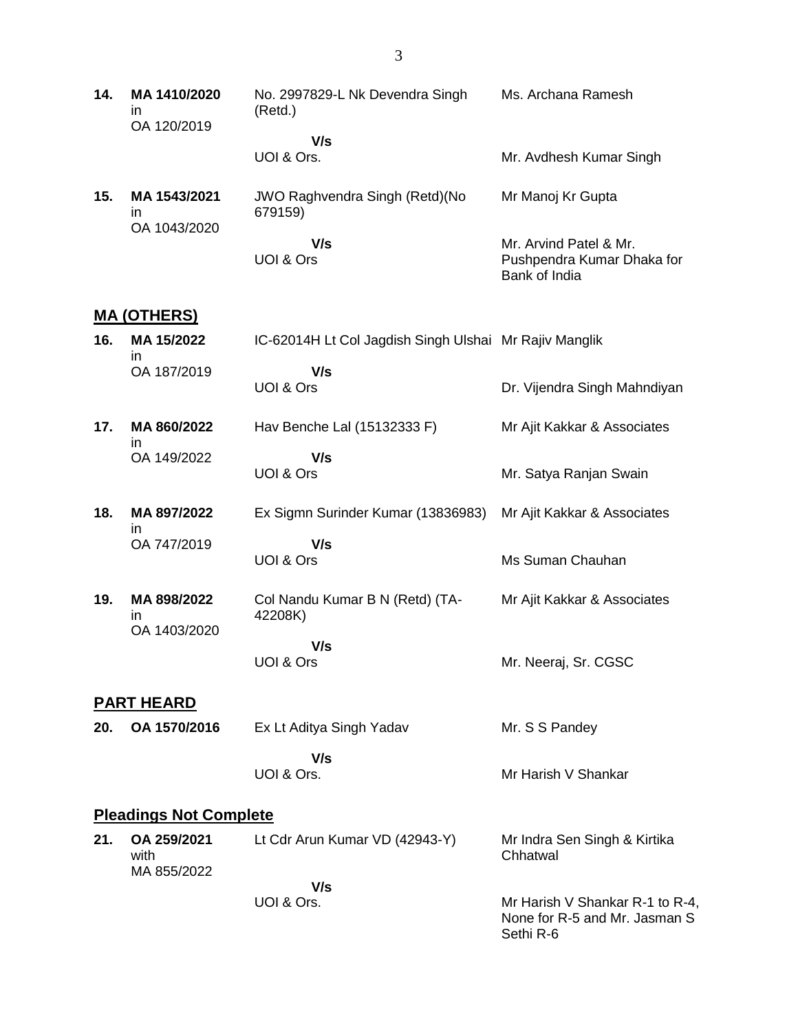| | | | |
|---|---|---|---|
| **14.** | **MA 1410/2020** in OA 120/2019 | No. 2997829-L Nk Devendra Singh (Retd.) | Ms. Archana Ramesh |
| | | **V/s** UOI & Ors. | Mr. Avdhesh Kumar Singh |
| **15.** | **MA 1543/2021** in OA 1043/2020 | JWO Raghvendra Singh (Retd)(No 679159) | Mr Manoj Kr Gupta |
| | | **V/s** UOI & Ors | Mr. Arvind Patel & Mr. Pushpendra Kumar Dhaka for Bank of India |

## MA (OTHERS)

| | | | |
|---|---|---|---|
| **16.** | **MA 15/2022** in OA 187/2019 | IC-62014H Lt Col Jagdish Singh Ulshai | Mr Rajiv Manglik |
| | | **V/s** UOI & Ors | Dr. Vijendra Singh Mahndiyan |
| **17.** | **MA 860/2022** in OA 149/2022 | Hav Benche Lal (15132333 F) | Mr Ajit Kakkar & Associates |
| | | **V/s** UOI & Ors | Mr. Satya Ranjan Swain |
| **18.** | **MA 897/2022** in OA 747/2019 | Ex Sigmn Surinder Kumar (13836983) | Mr Ajit Kakkar & Associates |
| | | **V/s** UOI & Ors | Ms Suman Chauhan |
| **19.** | **MA 898/2022** in OA 1403/2020 | Col Nandu Kumar B N (Retd) (TA-42208K) | Mr Ajit Kakkar & Associates |
| | | **V/s** UOI & Ors | Mr. Neeraj, Sr. CGSC |

## PART HEARD

| | | | |
|---|---|---|---|
| **20.** | **OA 1570/2016** | Ex Lt Aditya Singh Yadav | Mr. S S Pandey |
| | | **V/s** UOI & Ors. | Mr Harish V Shankar |

## Pleadings Not Complete

| | | | |
|---|---|---|---|
| **21.** | **OA 259/2021** with MA 855/2022 | Lt Cdr Arun Kumar VD (42943-Y) | Mr Indra Sen Singh & Kirtika Chhatwal |
| | | **V/s** UOI & Ors. | Mr Harish V Shankar R-1 to R-4, None for R-5 and Mr. Jasman S Sethi R-6 |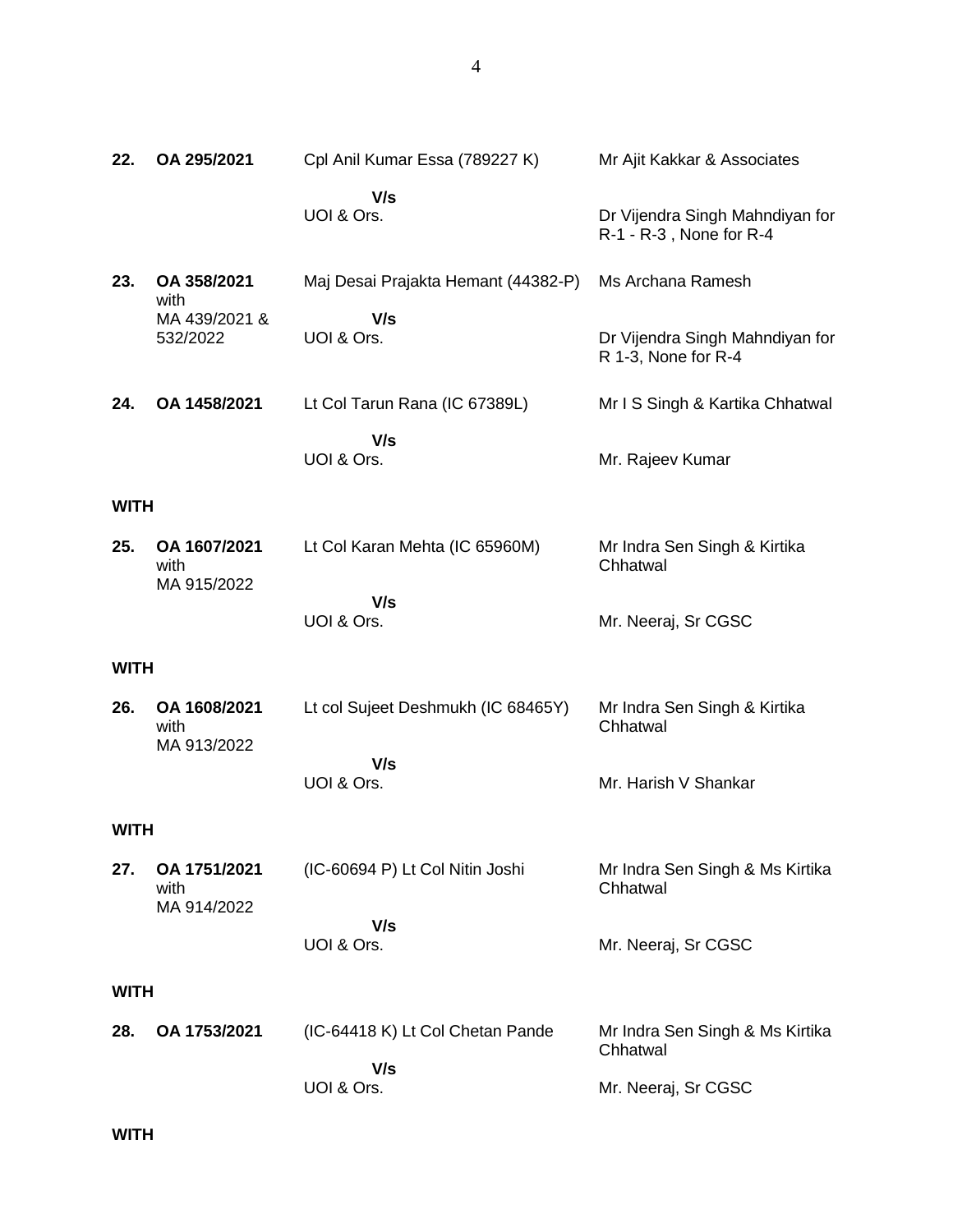| | | | |
|---|---|---|---|
| **22.** | **OA 295/2021** | Cpl Anil Kumar Essa (789227 K)<br>**V/s**<br>UOI & Ors. | Mr Ajit Kakkar & Associates<br><br>Dr Vijendra Singh Mahndiyan for R-1 - R-3 , None for R-4 |
| **23.** | **OA 358/2021** with MA 439/2021 & 532/2022 | Maj Desai Prajakta Hemant (44382-P)<br>**V/s**<br>UOI & Ors. | Ms Archana Ramesh<br><br>Dr Vijendra Singh Mahndiyan for R 1-3, None for R-4 |
| **24.** | **OA 1458/2021** | Lt Col Tarun Rana (IC 67389L)<br>**V/s**<br>UOI & Ors. | Mr I S Singh & Kartika Chhatwal<br><br>Mr. Rajeev Kumar |

**WITH**

| | | | |
|---|---|---|---|
| **25.** | **OA 1607/2021** with MA 915/2022 | Lt Col Karan Mehta (IC 65960M)<br>**V/s**<br>UOI & Ors. | Mr Indra Sen Singh & Kirtika Chhatwal<br><br>Mr. Neeraj, Sr CGSC |

**WITH**

| | | | |
|---|---|---|---|
| **26.** | **OA 1608/2021** with MA 913/2022 | Lt col Sujeet Deshmukh (IC 68465Y)<br>**V/s**<br>UOI & Ors. | Mr Indra Sen Singh & Kirtika Chhatwal<br><br>Mr. Harish V Shankar |

**WITH**

| | | | |
|---|---|---|---|
| **27.** | **OA 1751/2021** with MA 914/2022 | (IC-60694 P) Lt Col Nitin Joshi<br>**V/s**<br>UOI & Ors. | Mr Indra Sen Singh & Ms Kirtika Chhatwal<br><br>Mr. Neeraj, Sr CGSC |

**WITH**

| | | | |
|---|---|---|---|
| **28.** | **OA 1753/2021** | (IC-64418 K) Lt Col Chetan Pande<br>**V/s**<br>UOI & Ors. | Mr Indra Sen Singh & Ms Kirtika Chhatwal<br><br>Mr. Neeraj, Sr CGSC |

**WITH**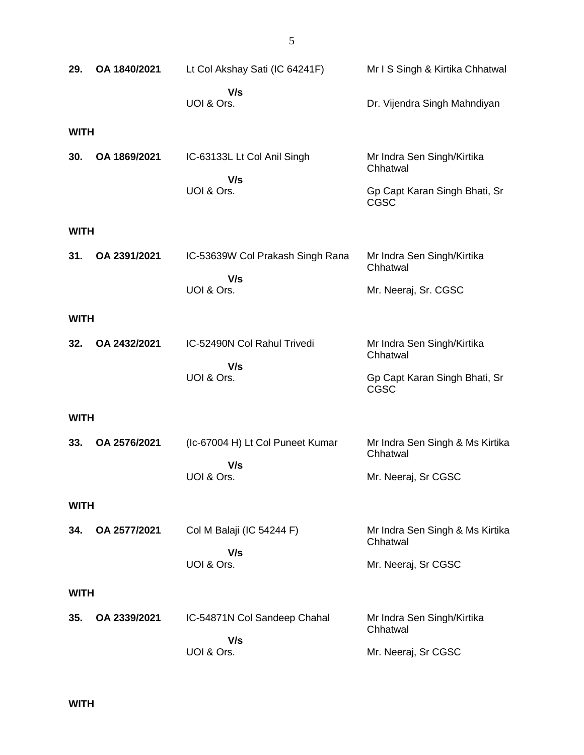| | | | |
|---|---|---|---|
| **29.** | **OA 1840/2021** | Lt Col Akshay Sati (IC 64241F) | Mr I S Singh & Kirtika Chhatwal |
| | | **V/s** UOI & Ors. | Dr. Vijendra Singh Mahndiyan |

**WITH**

| | | | |
|---|---|---|---|
| **30.** | **OA 1869/2021** | IC-63133L Lt Col Anil Singh | Mr Indra Sen Singh/Kirtika Chhatwal |
| | | **V/s** UOI & Ors. | Gp Capt Karan Singh Bhati, Sr CGSC |

**WITH**

| | | | |
|---|---|---|---|
| **31.** | **OA 2391/2021** | IC-53639W Col Prakash Singh Rana | Mr Indra Sen Singh/Kirtika Chhatwal |
| | | **V/s** UOI & Ors. | Mr. Neeraj, Sr. CGSC |

**WITH**

| | | | |
|---|---|---|---|
| **32.** | **OA 2432/2021** | IC-52490N Col Rahul Trivedi | Mr Indra Sen Singh/Kirtika Chhatwal |
| | | **V/s** UOI & Ors. | Gp Capt Karan Singh Bhati, Sr CGSC |

**WITH**

| | | | |
|---|---|---|---|
| **33.** | **OA 2576/2021** | (Ic-67004 H) Lt Col Puneet Kumar | Mr Indra Sen Singh & Ms Kirtika Chhatwal |
| | | **V/s** UOI & Ors. | Mr. Neeraj, Sr CGSC |

**WITH**

| | | | |
|---|---|---|---|
| **34.** | **OA 2577/2021** | Col M Balaji (IC 54244 F) | Mr Indra Sen Singh & Ms Kirtika Chhatwal |
| | | **V/s** UOI & Ors. | Mr. Neeraj, Sr CGSC |

**WITH**

| | | | |
|---|---|---|---|
| **35.** | **OA 2339/2021** | IC-54871N Col Sandeep Chahal | Mr Indra Sen Singh/Kirtika Chhatwal |
| | | **V/s** UOI & Ors. | Mr. Neeraj, Sr CGSC |

**WITH**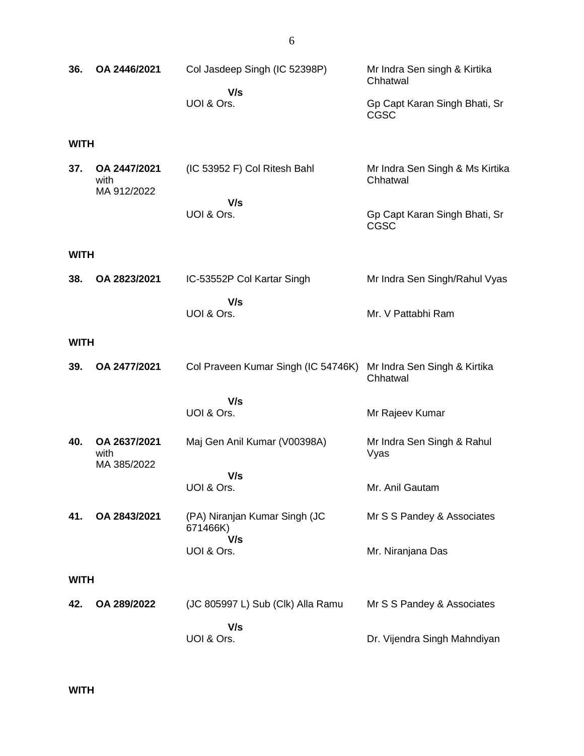| | | | |
|---|---|---|---|
| **36.** | **OA 2446/2021** | Col Jasdeep Singh (IC 52398P)<br>**V/s**<br>UOI & Ors. | Mr Indra Sen singh & Kirtika Chhatwal<br><br>Gp Capt Karan Singh Bhati, Sr CGSC |

**WITH**

| | | | |
|---|---|---|---|
| **37.** | **OA 2447/2021** with MA 912/2022 | (IC 53952 F) Col Ritesh Bahl<br>**V/s**<br>UOI & Ors. | Mr Indra Sen Singh & Ms Kirtika Chhatwal<br><br>Gp Capt Karan Singh Bhati, Sr CGSC |

**WITH**

| | | | |
|---|---|---|---|
| **38.** | **OA 2823/2021** | IC-53552P Col Kartar Singh<br>**V/s**<br>UOI & Ors. | Mr Indra Sen Singh/Rahul Vyas<br><br>Mr. V Pattabhi Ram |

**WITH**

| | | | |
|---|---|---|---|
| **39.** | **OA 2477/2021** | Col Praveen Kumar Singh (IC 54746K)<br>**V/s**<br>UOI & Ors. | Mr Indra Sen Singh & Kirtika Chhatwal<br><br>Mr Rajeev Kumar |
| **40.** | **OA 2637/2021** with MA 385/2022 | Maj Gen Anil Kumar (V00398A)<br>**V/s**<br>UOI & Ors. | Mr Indra Sen Singh & Rahul Vyas<br><br>Mr. Anil Gautam |
| **41.** | **OA 2843/2021** | (PA) Niranjan Kumar Singh (JC 671466K)<br>**V/s**<br>UOI & Ors. | Mr S S Pandey & Associates<br><br>Mr. Niranjana Das |

**WITH**

| | | | |
|---|---|---|---|
| **42.** | **OA 289/2022** | (JC 805997 L) Sub (Clk) Alla Ramu<br>**V/s**<br>UOI & Ors. | Mr S S Pandey & Associates<br><br>Dr. Vijendra Singh Mahndiyan |

**WITH**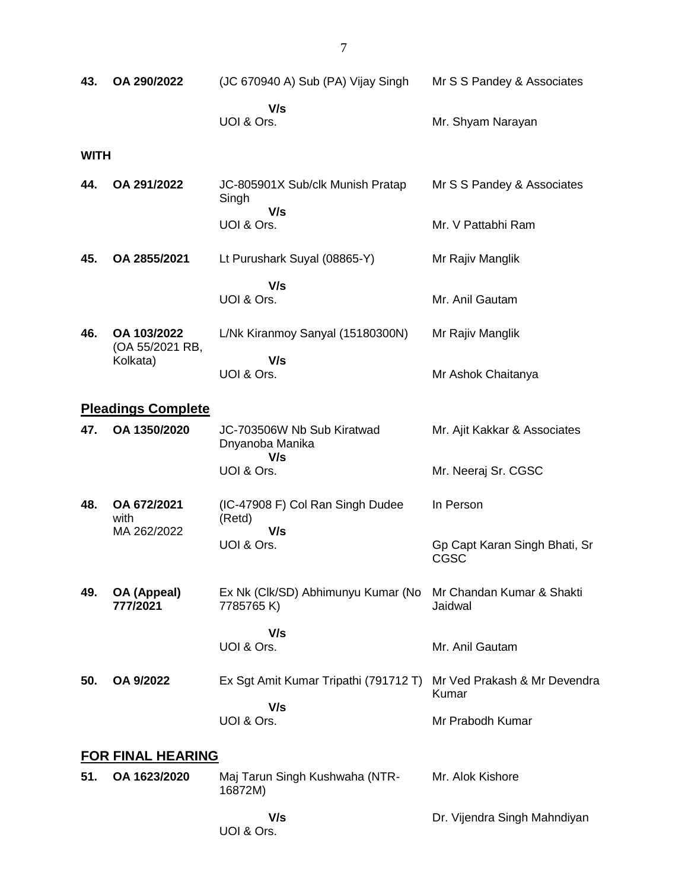| | | | |
|---|---|---|---|
| **43.** | **OA 290/2022** | (JC 670940 A) Sub (PA) Vijay Singh | Mr S S Pandey & Associates |
| | | **V/s** UOI & Ors. | Mr. Shyam Narayan |

**WITH**

| | | | |
|---|---|---|---|
| **44.** | **OA 291/2022** | JC-805901X Sub/clk Munish Pratap Singh | Mr S S Pandey & Associates |
| | | **V/s** UOI & Ors. | Mr. V Pattabhi Ram |
| **45.** | **OA 2855/2021** | Lt Purushark Suyal (08865-Y) | Mr Rajiv Manglik |
| | | **V/s** UOI & Ors. | Mr. Anil Gautam |
| **46.** | **OA 103/2022** (OA 55/2021 RB, Kolkata) | L/Nk Kiranmoy Sanyal (15180300N) | Mr Rajiv Manglik |
| | | **V/s** UOI & Ors. | Mr Ashok Chaitanya |

## Pleadings Complete

| | | | |
|---|---|---|---|
| **47.** | **OA 1350/2020** | JC-703506W Nb Sub Kiratwad Dnyanoba Manika | Mr. Ajit Kakkar & Associates |
| | | **V/s** UOI & Ors. | Mr. Neeraj Sr. CGSC |
| **48.** | **OA 672/2021** with MA 262/2022 | (IC-47908 F) Col Ran Singh Dudee (Retd) | In Person |
| | | **V/s** UOI & Ors. | Gp Capt Karan Singh Bhati, Sr CGSC |
| **49.** | **OA (Appeal) 777/2021** | Ex Nk (Clk/SD) Abhimunyu Kumar (No 7785765 K) | Mr Chandan Kumar & Shakti Jaidwal |
| | | **V/s** UOI & Ors. | Mr. Anil Gautam |
| **50.** | **OA 9/2022** | Ex Sgt Amit Kumar Tripathi (791712 T) | Mr Ved Prakash & Mr Devendra Kumar |
| | | **V/s** UOI & Ors. | Mr Prabodh Kumar |

## FOR FINAL HEARING

| | | | |
|---|---|---|---|
| **51.** | **OA 1623/2020** | Maj Tarun Singh Kushwaha (NTR-16872M) | Mr. Alok Kishore |
| | | **V/s** UOI & Ors. | Dr. Vijendra Singh Mahndiyan |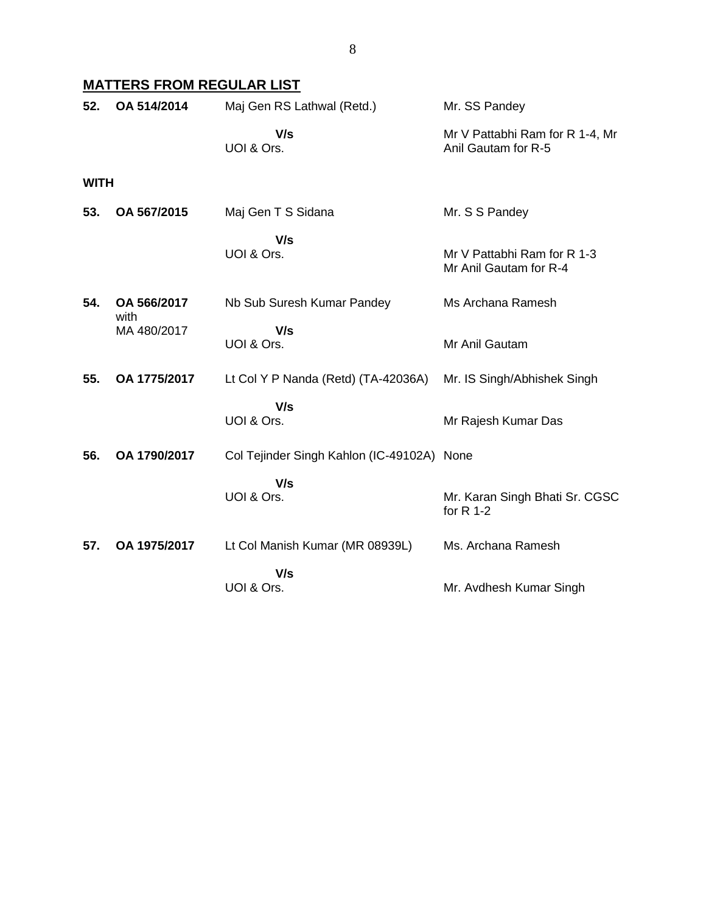## MATTERS FROM REGULAR LIST

| | | | |
|---|---|---|---|
| **52.** | **OA 514/2014** | Maj Gen RS Lathwal (Retd.)<br>**V/s**<br>UOI & Ors. | Mr. SS Pandey<br><br>Mr V Pattabhi Ram for R 1-4, Mr Anil Gautam for R-5 |

**WITH**

| | | | |
|---|---|---|---|
| **53.** | **OA 567/2015** | Maj Gen T S Sidana<br>**V/s**<br>UOI & Ors. | Mr. S S Pandey<br><br>Mr V Pattabhi Ram for R 1-3<br>Mr Anil Gautam for R-4 |
| **54.** | **OA 566/2017** with MA 480/2017 | Nb Sub Suresh Kumar Pandey<br>**V/s**<br>UOI & Ors. | Ms Archana Ramesh<br><br>Mr Anil Gautam |
| **55.** | **OA 1775/2017** | Lt Col Y P Nanda (Retd) (TA-42036A)<br>**V/s**<br>UOI & Ors. | Mr. IS Singh/Abhishek Singh<br><br>Mr Rajesh Kumar Das |
| **56.** | **OA 1790/2017** | Col Tejinder Singh Kahlon (IC-49102A)<br>**V/s**<br>UOI & Ors. | None<br><br>Mr. Karan Singh Bhati Sr. CGSC for R 1-2 |
| **57.** | **OA 1975/2017** | Lt Col Manish Kumar (MR 08939L)<br>**V/s**<br>UOI & Ors. | Ms. Archana Ramesh<br><br>Mr. Avdhesh Kumar Singh |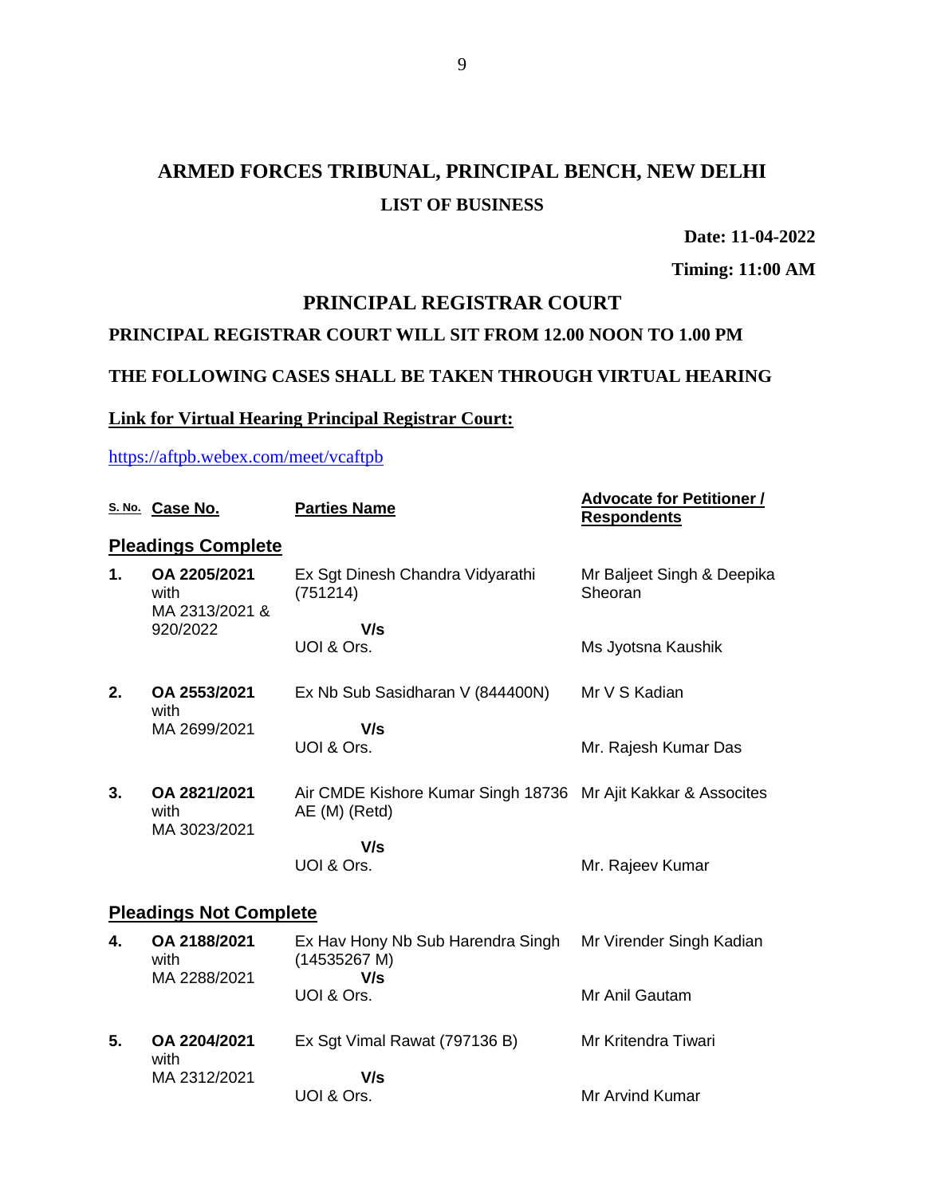# ARMED FORCES TRIBUNAL, PRINCIPAL BENCH, NEW DELHI

## LIST OF BUSINESS

**Date: 11-04-2022**

**Timing: 11:00 AM**

## PRINCIPAL REGISTRAR COURT

**PRINCIPAL REGISTRAR COURT WILL SIT FROM 12.00 NOON TO 1.00 PM**

**THE FOLLOWING CASES SHALL BE TAKEN THROUGH VIRTUAL HEARING**

**Link for Virtual Hearing Principal Registrar Court:**

https://aftpb.webex.com/meet/vcaftpb

| S. No. | Case No. | Parties Name | Advocate for Petitioner / Respondents |
|---|---|---|---|
| **Pleadings Complete** | | | |
| **1.** | **OA 2205/2021** with MA 2313/2021 & 920/2022 | Ex Sgt Dinesh Chandra Vidyarathi (751214) **V/s** UOI & Ors. | Mr Baljeet Singh & Deepika Sheoran / Ms Jyotsna Kaushik |
| **2.** | **OA 2553/2021** with MA 2699/2021 | Ex Nb Sub Sasidharan V (844400N) **V/s** UOI & Ors. | Mr V S Kadian / Mr. Rajesh Kumar Das |
| **3.** | **OA 2821/2021** with MA 3023/2021 | Air CMDE Kishore Kumar Singh 18736 AE (M) (Retd) **V/s** UOI & Ors. | Mr Ajit Kakkar & Assocites / Mr. Rajeev Kumar |
| **Pleadings Not Complete** | | | |
| **4.** | **OA 2188/2021** with MA 2288/2021 | Ex Hav Hony Nb Sub Harendra Singh (14535267 M) **V/s** UOI & Ors. | Mr Virender Singh Kadian / Mr Anil Gautam |
| **5.** | **OA 2204/2021** with MA 2312/2021 | Ex Sgt Vimal Rawat (797136 B) **V/s** UOI & Ors. | Mr Kritendra Tiwari / Mr Arvind Kumar |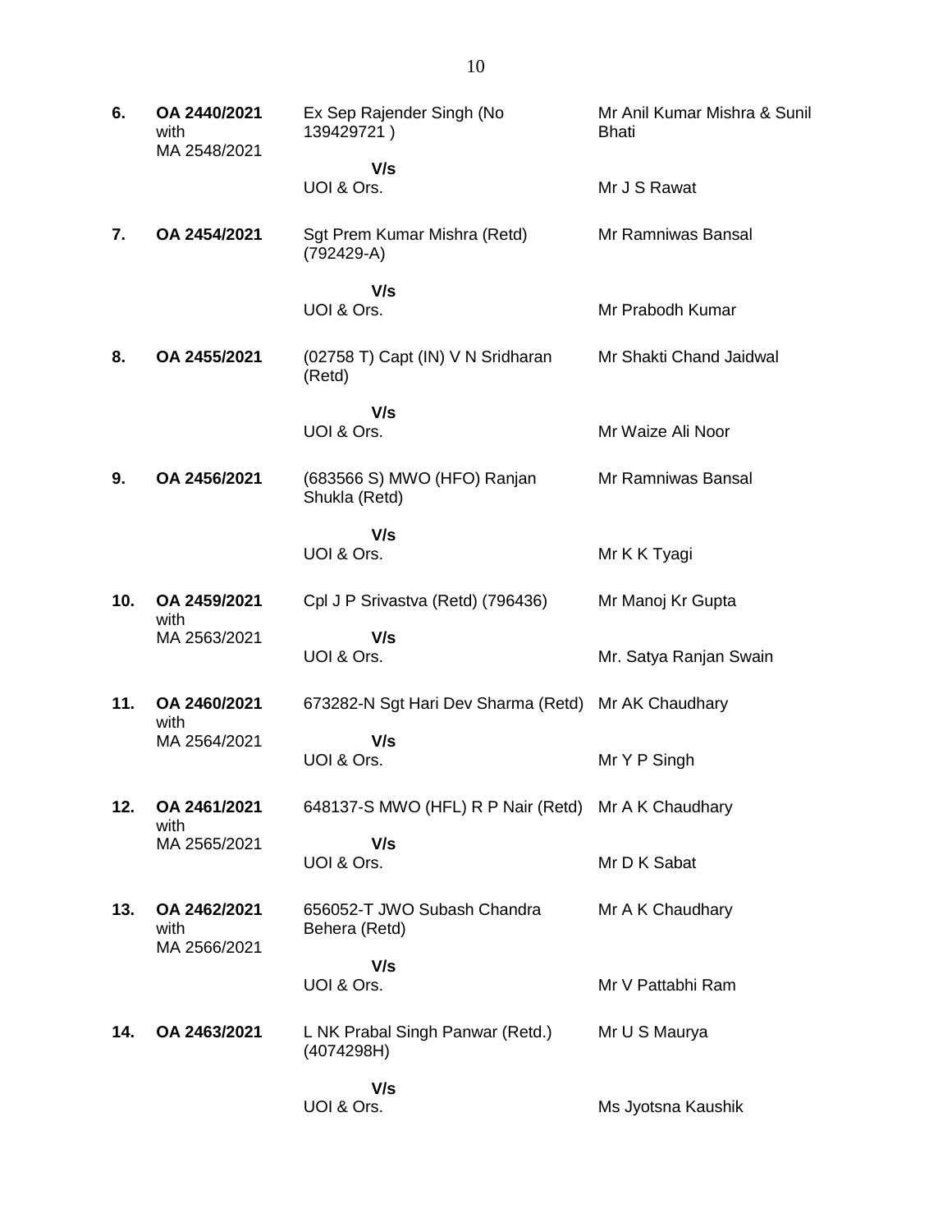| | | | |
|---|---|---|---|
| **6.** | **OA 2440/2021** with MA 2548/2021 | Ex Sep Rajender Singh (No 139429721 ) | Mr Anil Kumar Mishra & Sunil Bhati |
| | | **V/s** UOI & Ors. | Mr J S Rawat |
| **7.** | **OA 2454/2021** | Sgt Prem Kumar Mishra (Retd) (792429-A) | Mr Ramniwas Bansal |
| | | **V/s** UOI & Ors. | Mr Prabodh Kumar |
| **8.** | **OA 2455/2021** | (02758 T) Capt (IN) V N Sridharan (Retd) | Mr Shakti Chand Jaidwal |
| | | **V/s** UOI & Ors. | Mr Waize Ali Noor |
| **9.** | **OA 2456/2021** | (683566 S) MWO (HFO) Ranjan Shukla (Retd) | Mr Ramniwas Bansal |
| | | **V/s** UOI & Ors. | Mr K K Tyagi |
| **10.** | **OA 2459/2021** with MA 2563/2021 | Cpl J P Srivastva (Retd) (796436) | Mr Manoj Kr Gupta |
| | | **V/s** UOI & Ors. | Mr. Satya Ranjan Swain |
| **11.** | **OA 2460/2021** with MA 2564/2021 | 673282-N Sgt Hari Dev Sharma (Retd) | Mr AK Chaudhary |
| | | **V/s** UOI & Ors. | Mr Y P Singh |
| **12.** | **OA 2461/2021** with MA 2565/2021 | 648137-S MWO (HFL) R P Nair (Retd) | Mr A K Chaudhary |
| | | **V/s** UOI & Ors. | Mr D K Sabat |
| **13.** | **OA 2462/2021** with MA 2566/2021 | 656052-T JWO Subash Chandra Behera (Retd) | Mr A K Chaudhary |
| | | **V/s** UOI & Ors. | Mr V Pattabhi Ram |
| **14.** | **OA 2463/2021** | L NK Prabal Singh Panwar (Retd.) (4074298H) | Mr U S Maurya |
| | | **V/s** UOI & Ors. | Ms Jyotsna Kaushik |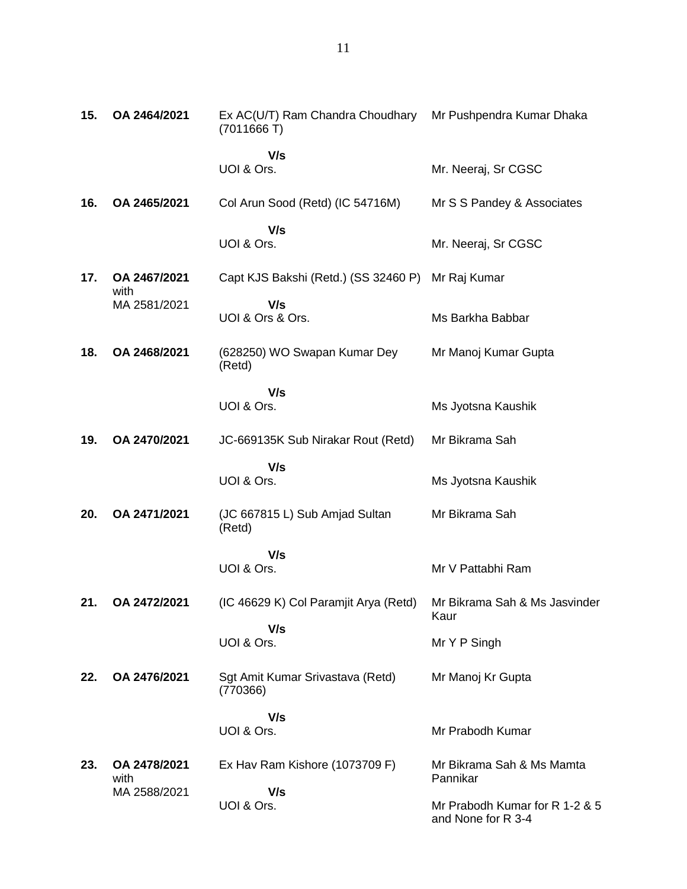| | | | |
|---|---|---|---|
| **15.** | **OA 2464/2021** | Ex AC(U/T) Ram Chandra Choudhary (7011666 T)<br><br>**V/s**<br>UOI & Ors. | Mr Pushpendra Kumar Dhaka<br><br><br>Mr. Neeraj, Sr CGSC |
| **16.** | **OA 2465/2021** | Col Arun Sood (Retd) (IC 54716M)<br><br>**V/s**<br>UOI & Ors. | Mr S S Pandey & Associates<br><br><br>Mr. Neeraj, Sr CGSC |
| **17.** | **OA 2467/2021** with MA 2581/2021 | Capt KJS Bakshi (Retd.) (SS 32460 P)<br><br>**V/s**<br>UOI & Ors & Ors. | Mr Raj Kumar<br><br><br>Ms Barkha Babbar |
| **18.** | **OA 2468/2021** | (628250) WO Swapan Kumar Dey (Retd)<br><br>**V/s**<br>UOI & Ors. | Mr Manoj Kumar Gupta<br><br><br>Ms Jyotsna Kaushik |
| **19.** | **OA 2470/2021** | JC-669135K Sub Nirakar Rout (Retd)<br><br>**V/s**<br>UOI & Ors. | Mr Bikrama Sah<br><br><br>Ms Jyotsna Kaushik |
| **20.** | **OA 2471/2021** | (JC 667815 L) Sub Amjad Sultan (Retd)<br><br>**V/s**<br>UOI & Ors. | Mr Bikrama Sah<br><br><br>Mr V Pattabhi Ram |
| **21.** | **OA 2472/2021** | (IC 46629 K) Col Paramjit Arya (Retd)<br><br>**V/s**<br>UOI & Ors. | Mr Bikrama Sah & Ms Jasvinder Kaur<br><br>Mr Y P Singh |
| **22.** | **OA 2476/2021** | Sgt Amit Kumar Srivastava (Retd) (770366)<br><br>**V/s**<br>UOI & Ors. | Mr Manoj Kr Gupta<br><br><br>Mr Prabodh Kumar |
| **23.** | **OA 2478/2021** with MA 2588/2021 | Ex Hav Ram Kishore (1073709 F)<br><br>**V/s**<br>UOI & Ors. | Mr Bikrama Sah & Ms Mamta Pannikar<br><br>Mr Prabodh Kumar for R 1-2 & 5 and None for R 3-4 |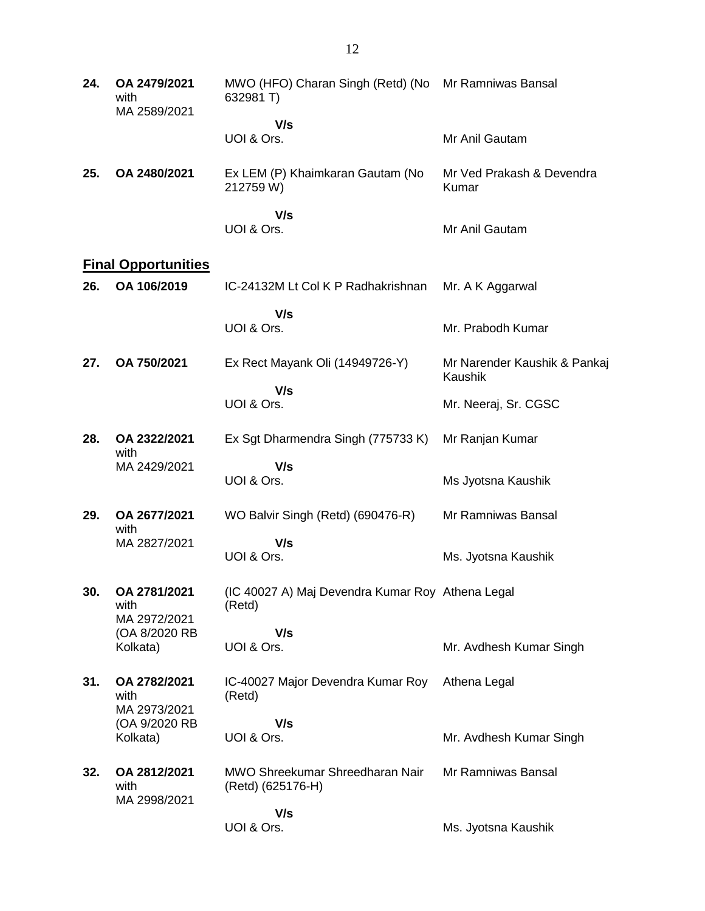| | | | |
|---|---|---|---|
| **24.** | **OA 2479/2021** with MA 2589/2021 | MWO (HFO) Charan Singh (Retd) (No 632981 T) **V/s** UOI & Ors. | Mr Ramniwas Bansal<br><br>Mr Anil Gautam |
| **25.** | **OA 2480/2021** | Ex LEM (P) Khaimkaran Gautam (No 212759 W) **V/s** UOI & Ors. | Mr Ved Prakash & Devendra Kumar<br><br>Mr Anil Gautam |

**Final Opportunities**

| | | | |
|---|---|---|---|
| **26.** | **OA 106/2019** | IC-24132M Lt Col K P Radhakrishnan **V/s** UOI & Ors. | Mr. A K Aggarwal<br><br>Mr. Prabodh Kumar |
| **27.** | **OA 750/2021** | Ex Rect Mayank Oli (14949726-Y) **V/s** UOI & Ors. | Mr Narender Kaushik & Pankaj Kaushik<br><br>Mr. Neeraj, Sr. CGSC |
| **28.** | **OA 2322/2021** with MA 2429/2021 | Ex Sgt Dharmendra Singh (775733 K) **V/s** UOI & Ors. | Mr Ranjan Kumar<br><br>Ms Jyotsna Kaushik |
| **29.** | **OA 2677/2021** with MA 2827/2021 | WO Balvir Singh (Retd) (690476-R) **V/s** UOI & Ors. | Mr Ramniwas Bansal<br><br>Ms. Jyotsna Kaushik |
| **30.** | **OA 2781/2021** with MA 2972/2021 (OA 8/2020 RB Kolkata) | (IC 40027 A) Maj Devendra Kumar Roy (Retd) **V/s** UOI & Ors. | Athena Legal<br><br>Mr. Avdhesh Kumar Singh |
| **31.** | **OA 2782/2021** with MA 2973/2021 (OA 9/2020 RB Kolkata) | IC-40027 Major Devendra Kumar Roy (Retd) **V/s** UOI & Ors. | Athena Legal<br><br>Mr. Avdhesh Kumar Singh |
| **32.** | **OA 2812/2021** with MA 2998/2021 | MWO Shreekumar Shreedharan Nair (Retd) (625176-H) **V/s** UOI & Ors. | Mr Ramniwas Bansal<br><br>Ms. Jyotsna Kaushik |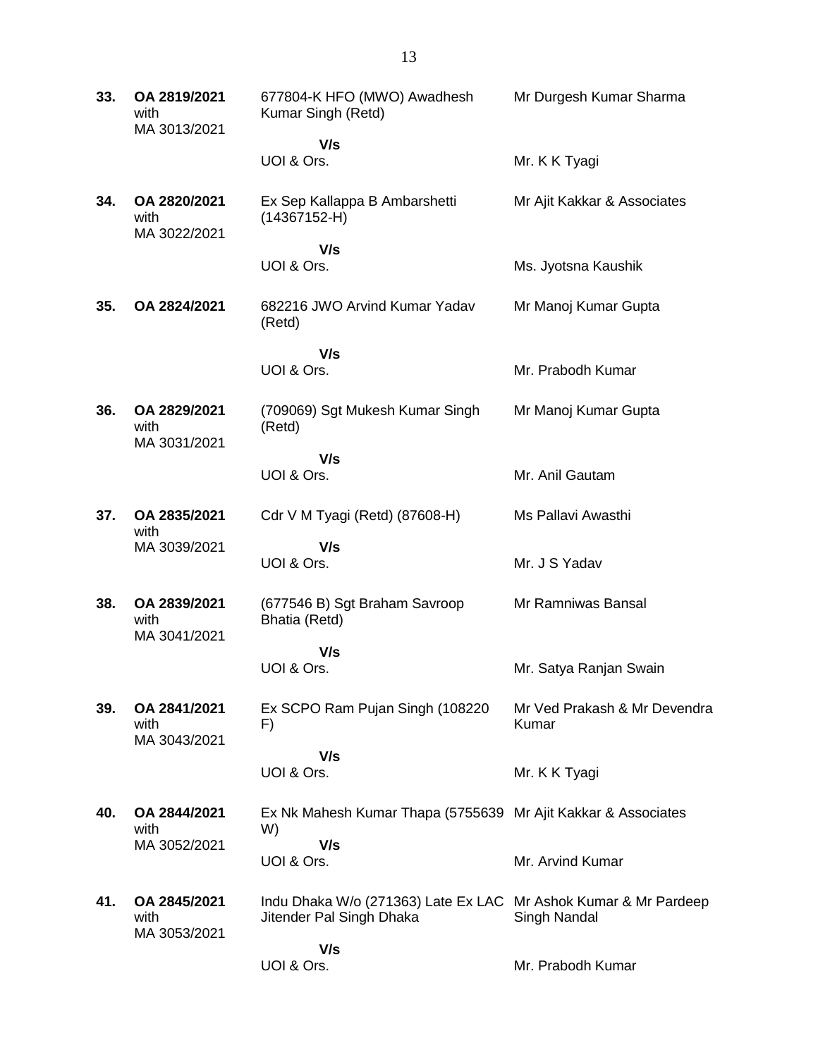| | | | |
|---|---|---|---|
| **33.** | **OA 2819/2021** with MA 3013/2021 | 677804-K HFO (MWO) Awadhesh Kumar Singh (Retd)<br>**V/s**<br>UOI & Ors. | Mr Durgesh Kumar Sharma<br><br>Mr. K K Tyagi |
| **34.** | **OA 2820/2021** with MA 3022/2021 | Ex Sep Kallappa B Ambarshetti (14367152-H)<br>**V/s**<br>UOI & Ors. | Mr Ajit Kakkar & Associates<br><br>Ms. Jyotsna Kaushik |
| **35.** | **OA 2824/2021** | 682216 JWO Arvind Kumar Yadav (Retd)<br>**V/s**<br>UOI & Ors. | Mr Manoj Kumar Gupta<br><br>Mr. Prabodh Kumar |
| **36.** | **OA 2829/2021** with MA 3031/2021 | (709069) Sgt Mukesh Kumar Singh (Retd)<br>**V/s**<br>UOI & Ors. | Mr Manoj Kumar Gupta<br><br>Mr. Anil Gautam |
| **37.** | **OA 2835/2021** with MA 3039/2021 | Cdr V M Tyagi (Retd) (87608-H)<br>**V/s**<br>UOI & Ors. | Ms Pallavi Awasthi<br><br>Mr. J S Yadav |
| **38.** | **OA 2839/2021** with MA 3041/2021 | (677546 B) Sgt Braham Savroop Bhatia (Retd)<br>**V/s**<br>UOI & Ors. | Mr Ramniwas Bansal<br><br>Mr. Satya Ranjan Swain |
| **39.** | **OA 2841/2021** with MA 3043/2021 | Ex SCPO Ram Pujan Singh (108220 F)<br>**V/s**<br>UOI & Ors. | Mr Ved Prakash & Mr Devendra Kumar<br><br>Mr. K K Tyagi |
| **40.** | **OA 2844/2021** with MA 3052/2021 | Ex Nk Mahesh Kumar Thapa (5755639 W)<br>**V/s**<br>UOI & Ors. | Mr Ajit Kakkar & Associates<br><br>Mr. Arvind Kumar |
| **41.** | **OA 2845/2021** with MA 3053/2021 | Indu Dhaka W/o (271363) Late Ex LAC Jitender Pal Singh Dhaka<br>**V/s**<br>UOI & Ors. | Mr Ashok Kumar & Mr Pardeep Singh Nandal<br><br>Mr. Prabodh Kumar |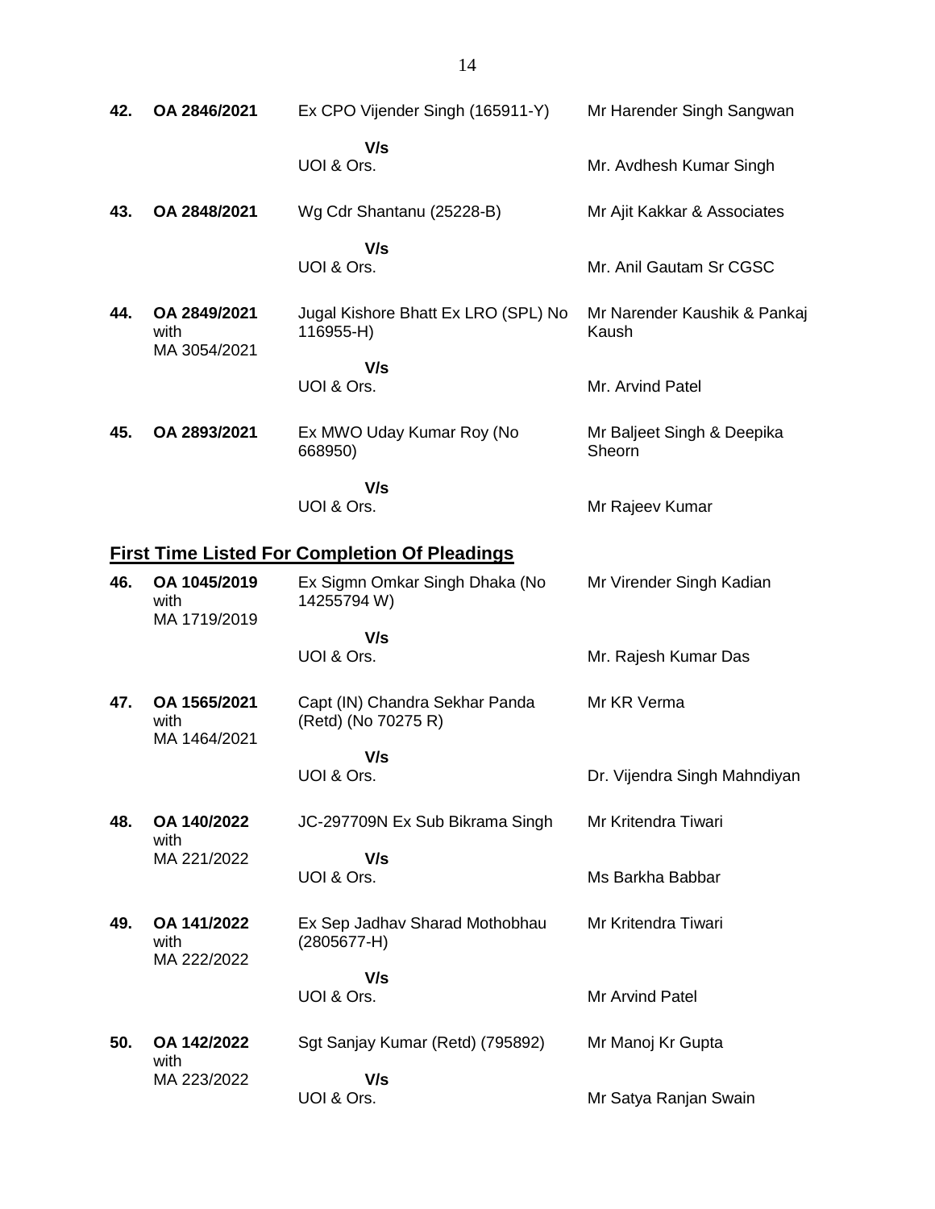| | | | |
|---|---|---|---|
| **42.** | **OA 2846/2021** | Ex CPO Vijender Singh (165911-Y) | Mr Harender Singh Sangwan |
| | | **V/s** | |
| | | UOI & Ors. | Mr. Avdhesh Kumar Singh |
| **43.** | **OA 2848/2021** | Wg Cdr Shantanu (25228-B) | Mr Ajit Kakkar & Associates |
| | | **V/s** | |
| | | UOI & Ors. | Mr. Anil Gautam Sr CGSC |
| **44.** | **OA 2849/2021** with MA 3054/2021 | Jugal Kishore Bhatt Ex LRO (SPL) No 116955-H) | Mr Narender Kaushik & Pankaj Kaush |
| | | **V/s** | |
| | | UOI & Ors. | Mr. Arvind Patel |
| **45.** | **OA 2893/2021** | Ex MWO Uday Kumar Roy (No 668950) | Mr Baljeet Singh & Deepika Sheorn |
| | | **V/s** | |
| | | UOI & Ors. | Mr Rajeev Kumar |

## **First Time Listed For Completion Of Pleadings**

| | | | |
|---|---|---|---|
| **46.** | **OA 1045/2019** with MA 1719/2019 | Ex Sigmn Omkar Singh Dhaka (No 14255794 W) | Mr Virender Singh Kadian |
| | | **V/s** | |
| | | UOI & Ors. | Mr. Rajesh Kumar Das |
| **47.** | **OA 1565/2021** with MA 1464/2021 | Capt (IN) Chandra Sekhar Panda (Retd) (No 70275 R) | Mr KR Verma |
| | | **V/s** | |
| | | UOI & Ors. | Dr. Vijendra Singh Mahndiyan |
| **48.** | **OA 140/2022** with MA 221/2022 | JC-297709N Ex Sub Bikrama Singh | Mr Kritendra Tiwari |
| | | **V/s** | |
| | | UOI & Ors. | Ms Barkha Babbar |
| **49.** | **OA 141/2022** with MA 222/2022 | Ex Sep Jadhav Sharad Mothobhau (2805677-H) | Mr Kritendra Tiwari |
| | | **V/s** | |
| | | UOI & Ors. | Mr Arvind Patel |
| **50.** | **OA 142/2022** with MA 223/2022 | Sgt Sanjay Kumar (Retd) (795892) | Mr Manoj Kr Gupta |
| | | **V/s** | |
| | | UOI & Ors. | Mr Satya Ranjan Swain |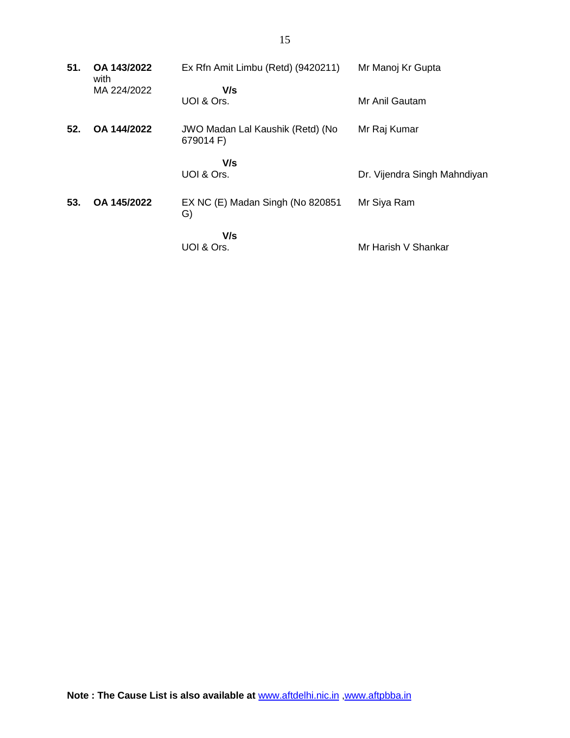| | | | |
|---|---|---|---|
| **51.** | **OA 143/2022** with MA 224/2022 | Ex Rfn Amit Limbu (Retd) (9420211) **V/s** UOI & Ors. | Mr Manoj Kr Gupta<br><br>Mr Anil Gautam |
| **52.** | **OA 144/2022** | JWO Madan Lal Kaushik (Retd) (No 679014 F) **V/s** UOI & Ors. | Mr Raj Kumar<br><br>Dr. Vijendra Singh Mahndiyan |
| **53.** | **OA 145/2022** | EX NC (E) Madan Singh (No 820851 G) **V/s** UOI & Ors. | Mr Siya Ram<br><br>Mr Harish V Shankar |

**Note : The Cause List is also available at** www.aftdelhi.nic.in ,www.aftpbba.in